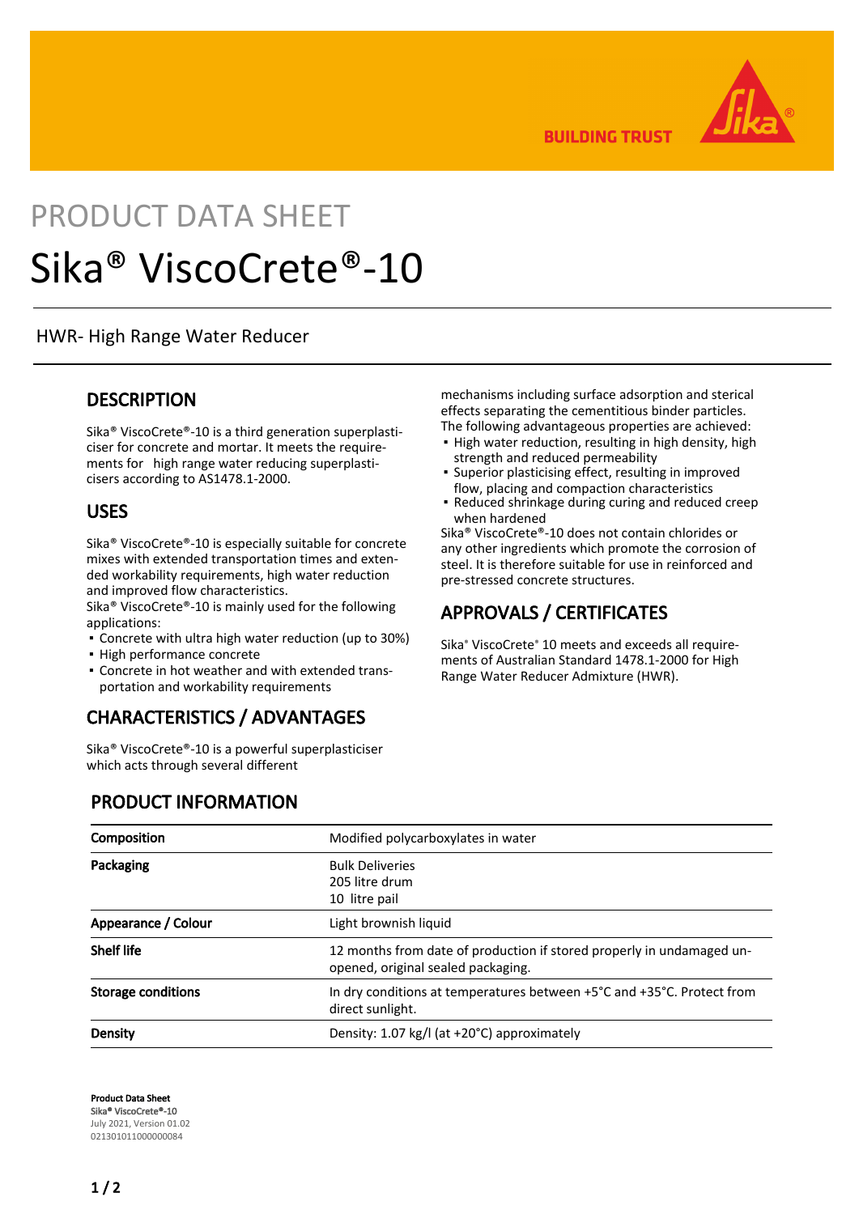# PRODUCT DATA SHEET

# Sika® ViscoCrete®-10

HWR- High Range Water Reducer

## DESCRIPTION

Sika® ViscoCrete®-10 is a third generation superplasticiser for concrete and mortar. It meets the requirements for high range water reducing superplasticisers according to AS1478.1-2000.

## USES

Sika® ViscoCrete®-10 is especially suitable for concrete mixes with extended transportation times and extended workability requirements, high water reduction and improved flow characteristics.
Sika® ViscoCrete®-10 is mainly used for the following applications:

- Concrete with ultra high water reduction (up to 30%)
- High performance concrete
- Concrete in hot weather and with extended transportation and workability requirements

## CHARACTERISTICS / ADVANTAGES

Sika® ViscoCrete®-10 is a powerful superplasticiser which acts through several different mechanisms including surface adsorption and sterical effects separating the cementitious binder particles.
The following advantageous properties are achieved:

- High water reduction, resulting in high density, high strength and reduced permeability
- Superior plasticising effect, resulting in improved flow, placing and compaction characteristics
- Reduced shrinkage during curing and reduced creep when hardened

Sika® ViscoCrete®-10 does not contain chlorides or any other ingredients which promote the corrosion of steel. It is therefore suitable for use in reinforced and pre-stressed concrete structures.

## APPROVALS / CERTIFICATES

Sika® ViscoCrete® 10 meets and exceeds all requirements of Australian Standard 1478.1-2000 for High Range Water Reducer Admixture (HWR).

## PRODUCT INFORMATION

| | |
|---|---|
| **Composition** | Modified polycarboxylates in water |
| **Packaging** | Bulk Deliveries<br>205 litre drum<br>10 litre pail |
| **Appearance / Colour** | Light brownish liquid |
| **Shelf life** | 12 months from date of production if stored properly in undamaged unopened, original sealed packaging. |
| **Storage conditions** | In dry conditions at temperatures between +5°C and +35°C. Protect from direct sunlight. |
| **Density** | Density: 1.07 kg/l (at +20°C) approximately |

**Product Data Sheet**
**Sika® ViscoCrete®-10**
July 2021, Version 01.02
021301011000000084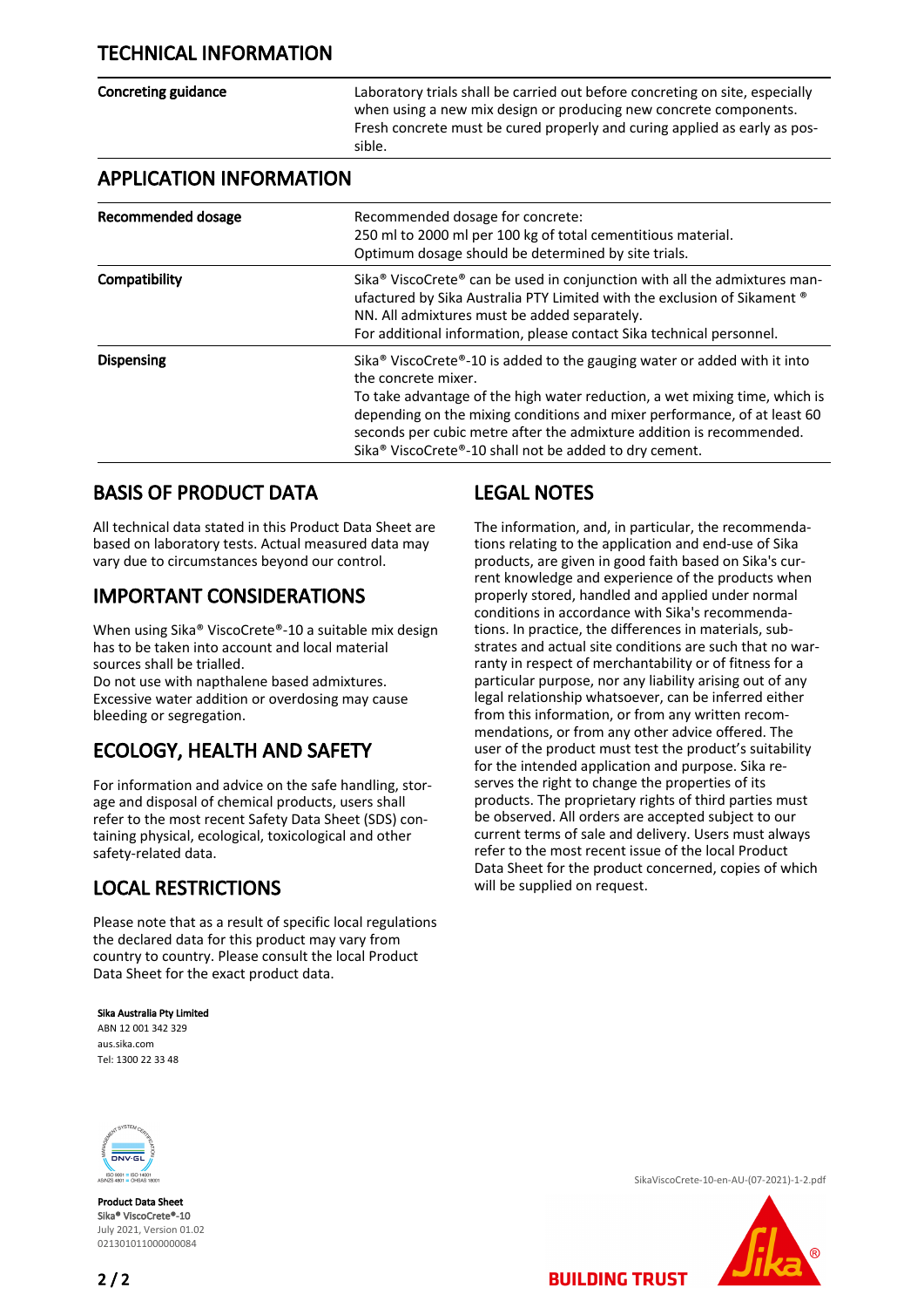## TECHNICAL INFORMATION

| | |
|---|---|
| **Concreting guidance** | Laboratory trials shall be carried out before concreting on site, especially when using a new mix design or producing new concrete components. Fresh concrete must be cured properly and curing applied as early as possible. |

## APPLICATION INFORMATION

| | |
|---|---|
| **Recommended dosage** | Recommended dosage for concrete:<br>250 ml to 2000 ml per 100 kg of total cementitious material.<br>Optimum dosage should be determined by site trials. |
| **Compatibility** | Sika® ViscoCrete® can be used in conjunction with all the admixtures manufactured by Sika Australia PTY Limited with the exclusion of Sikament ® NN. All admixtures must be added separately.<br>For additional information, please contact Sika technical personnel. |
| **Dispensing** | Sika® ViscoCrete®-10 is added to the gauging water or added with it into the concrete mixer.<br>To take advantage of the high water reduction, a wet mixing time, which is depending on the mixing conditions and mixer performance, of at least 60 seconds per cubic metre after the admixture addition is recommended.<br>Sika® ViscoCrete®-10 shall not be added to dry cement. |

## BASIS OF PRODUCT DATA

All technical data stated in this Product Data Sheet are based on laboratory tests. Actual measured data may vary due to circumstances beyond our control.

## IMPORTANT CONSIDERATIONS

When using Sika® ViscoCrete®-10 a suitable mix design has to be taken into account and local material sources shall be trialled.
Do not use with napthalene based admixtures.
Excessive water addition or overdosing may cause bleeding or segregation.

## ECOLOGY, HEALTH AND SAFETY

For information and advice on the safe handling, storage and disposal of chemical products, users shall refer to the most recent Safety Data Sheet (SDS) containing physical, ecological, toxicological and other safety-related data.

## LOCAL RESTRICTIONS

Please note that as a result of specific local regulations the declared data for this product may vary from country to country. Please consult the local Product Data Sheet for the exact product data.

## LEGAL NOTES

The information, and, in particular, the recommendations relating to the application and end-use of Sika products, are given in good faith based on Sika's current knowledge and experience of the products when properly stored, handled and applied under normal conditions in accordance with Sika's recommendations. In practice, the differences in materials, substrates and actual site conditions are such that no warranty in respect of merchantability or of fitness for a particular purpose, nor any liability arising out of any legal relationship whatsoever, can be inferred either from this information, or from any written recommendations, or from any other advice offered. The user of the product must test the product's suitability for the intended application and purpose. Sika reserves the right to change the properties of its products. The proprietary rights of third parties must be observed. All orders are accepted subject to our current terms of sale and delivery. Users must always refer to the most recent issue of the local Product Data Sheet for the product concerned, copies of which will be supplied on request.

**Sika Australia Pty Limited**
ABN 12 001 342 329
aus.sika.com
Tel: 1300 22 33 48

**Product Data Sheet**
**Sika® ViscoCrete®-10**
July 2021, Version 01.02
021301011000000084

SikaViscoCrete-10-en-AU-(07-2021)-1-2.pdf

BUILDING TRUST